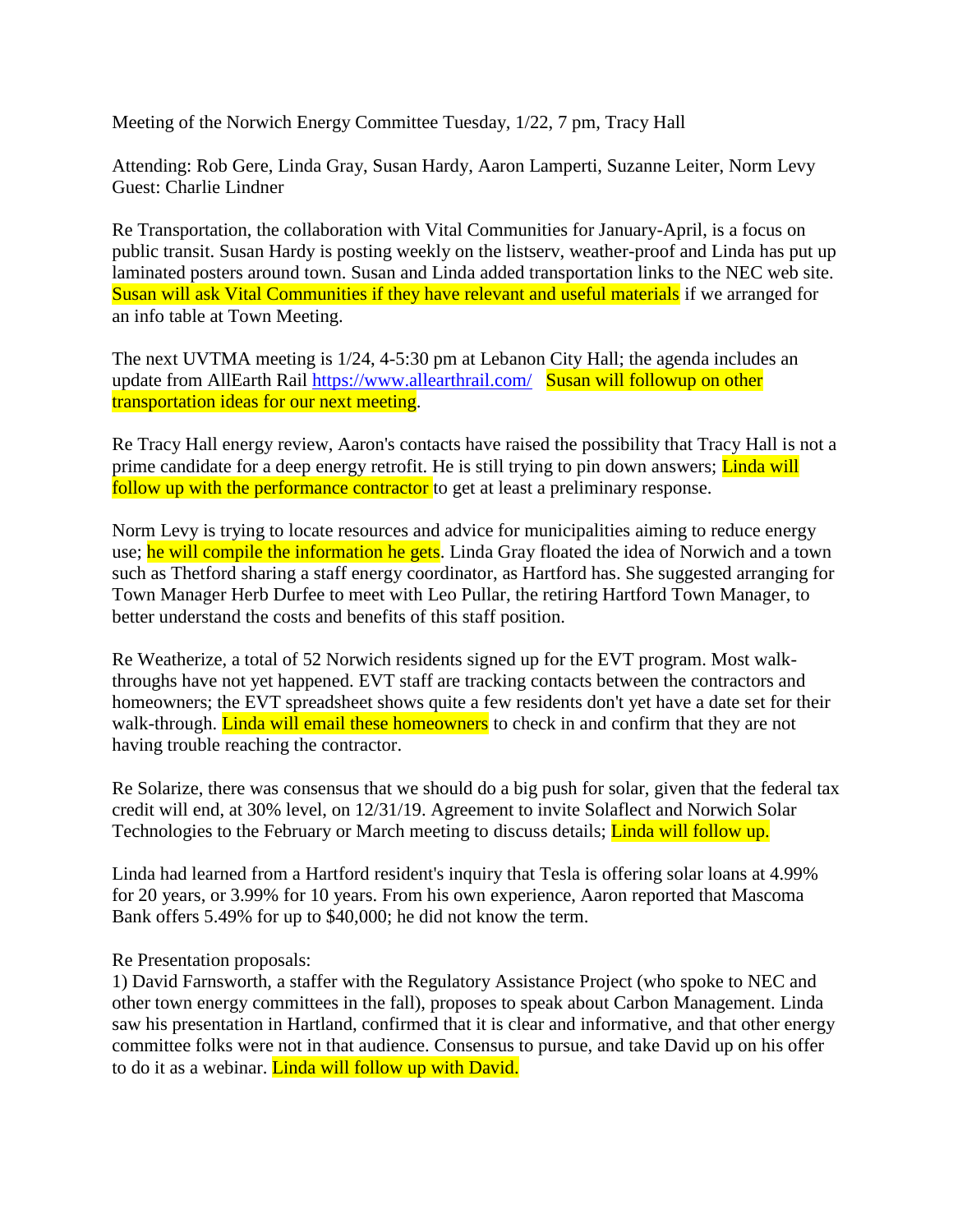Meeting of the Norwich Energy Committee Tuesday, 1/22, 7 pm, Tracy Hall

Attending: Rob Gere, Linda Gray, Susan Hardy, Aaron Lamperti, Suzanne Leiter, Norm Levy
Guest: Charlie Lindner

Re Transportation, the collaboration with Vital Communities for January-April, is a focus on public transit. Susan Hardy is posting weekly on the listserv, weather-proof and Linda has put up laminated posters around town. Susan and Linda added transportation links to the NEC web site. Susan will ask Vital Communities if they have relevant and useful materials if we arranged for an info table at Town Meeting.

The next UVTMA meeting is 1/24, 4-5:30 pm at Lebanon City Hall; the agenda includes an update from AllEarth Rail https://www.allearthrail.com/ Susan will followup on other transportation ideas for our next meeting.

Re Tracy Hall energy review, Aaron's contacts have raised the possibility that Tracy Hall is not a prime candidate for a deep energy retrofit. He is still trying to pin down answers; Linda will follow up with the performance contractor to get at least a preliminary response.

Norm Levy is trying to locate resources and advice for municipalities aiming to reduce energy use; he will compile the information he gets. Linda Gray floated the idea of Norwich and a town such as Thetford sharing a staff energy coordinator, as Hartford has. She suggested arranging for Town Manager Herb Durfee to meet with Leo Pullar, the retiring Hartford Town Manager, to better understand the costs and benefits of this staff position.

Re Weatherize, a total of 52 Norwich residents signed up for the EVT program. Most walk-throughs have not yet happened. EVT staff are tracking contacts between the contractors and homeowners; the EVT spreadsheet shows quite a few residents don't yet have a date set for their walk-through. Linda will email these homeowners to check in and confirm that they are not having trouble reaching the contractor.

Re Solarize, there was consensus that we should do a big push for solar, given that the federal tax credit will end, at 30% level, on 12/31/19. Agreement to invite Solaflect and Norwich Solar Technologies to the February or March meeting to discuss details; Linda will follow up.

Linda had learned from a Hartford resident's inquiry that Tesla is offering solar loans at 4.99% for 20 years, or 3.99% for 10 years. From his own experience, Aaron reported that Mascoma Bank offers 5.49% for up to $40,000; he did not know the term.

Re Presentation proposals:
1) David Farnsworth, a staffer with the Regulatory Assistance Project (who spoke to NEC and other town energy committees in the fall), proposes to speak about Carbon Management. Linda saw his presentation in Hartland, confirmed that it is clear and informative, and that other energy committee folks were not in that audience. Consensus to pursue, and take David up on his offer to do it as a webinar. Linda will follow up with David.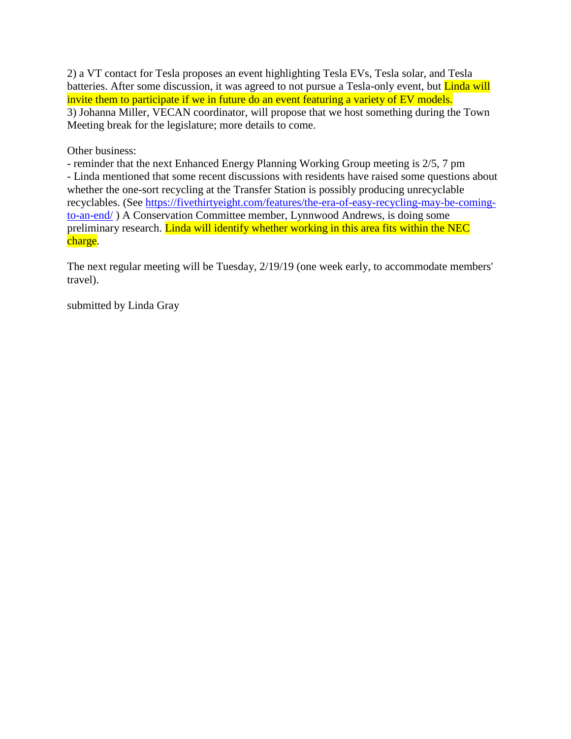2) a VT contact for Tesla proposes an event highlighting Tesla EVs, Tesla solar, and Tesla batteries. After some discussion, it was agreed to not pursue a Tesla-only event, but Linda will invite them to participate if we in future do an event featuring a variety of EV models.
3) Johanna Miller, VECAN coordinator, will propose that we host something during the Town Meeting break for the legislature; more details to come.

Other business:
- reminder that the next Enhanced Energy Planning Working Group meeting is 2/5, 7 pm
- Linda mentioned that some recent discussions with residents have raised some questions about whether the one-sort recycling at the Transfer Station is possibly producing unrecyclable recyclables. (See [https://fivethirtyeight.com/features/the-era-of-easy-recycling-may-be-coming-to-an-end/](https://fivethirtyeight.com/features/the-era-of-easy-recycling-may-be-coming-to-an-end/) ) A Conservation Committee member, Lynnwood Andrews, is doing some preliminary research. Linda will identify whether working in this area fits within the NEC charge.

The next regular meeting will be Tuesday, 2/19/19 (one week early, to accommodate members' travel).

submitted by Linda Gray